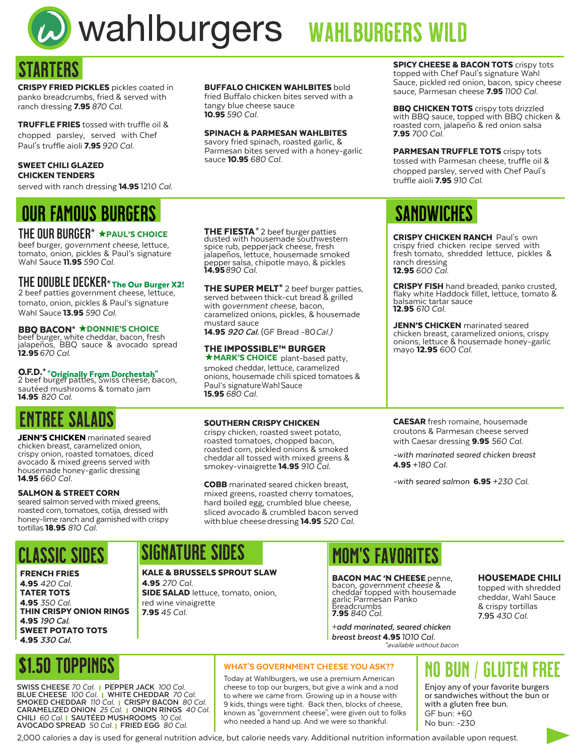# wahlburgers WAHLBURGERS WILD

## STARTERS

**CRISPY FRIED PICKLES** pickles coated in panko breadcrumbs, fried & served with ranch dressing **7.95** *870 Cal.*

**TRUFFLE FRIES** tossed with truffle oil & chopped parsley, served with Chef Paul's truffle aioli **7.95** *920 Cal.*

**SWEET CHILI GLAZED CHICKEN TENDERS**
served with ranch dressing **14.95** 1210 *Cal.*

**BUFFALO CHICKEN WAHLBITES** bold fried Buffalo chicken bites served with a tangy blue cheese sauce
**10.95** *590 Cal.*

**SPINACH & PARMESAN WAHLBITES** savory fried spinach, roasted garlic, & Parmesan bites served with a honey-garlic sauce **10.95** *680 Cal.*

**SPICY CHEESE & BACON TOTS** crispy tots topped with Chef Paul's signature Wahl Sauce, pickled red onion, bacon, spicy cheese sauce, Parmesan cheese **7.95** *1100 Cal.*

**BBQ CHICKEN TOTS** crispy tots drizzled with BBQ sauce, topped with BBQ chicken & roasted corn, jalapeño & red onion salsa
**7.95** *700 Cal.*

**PARMESAN TRUFFLE TOTS** crispy tots tossed with Parmesan cheese, truffle oil & chopped parsley, served with Chef Paul's truffle aioli **7.95** *910 Cal.*

## OUR FAMOUS BURGERS

**THE OUR BURGER*** ★**PAUL'S CHOICE**
beef burger, *government cheese*, lettuce, tomato, onion, pickles & Paul's signature Wahl Sauce **11.95** *590 Cal.*

**THE DOUBLE DECKER*** **The Our Burger X2!**
2 beef patties government cheese, lettuce, tomato, onion, pickles & Paul's signature Wahl Sauce **13.95** *590 Cal.*

**BBQ BACON*** ★**DONNIE'S CHOICE**
beef burger, white cheddar, bacon, fresh jalapeños, BBQ sauce & avocado spread
**12.95** *670 Cal.*

**O.F.D.*** **"Originally From Dorchestah"**
2 beef burger patties, Swiss cheese, bacon, sautéed mushrooms & tomato jam
**14.95** *820 Cal.*

**THE FIESTA*** 2 beef burger patties dusted with housemade southwestern spice rub, pepperjack cheese, fresh jalapeños, lettuce, housemade smoked pepper salsa, chipotle mayo, & pickles
**14.95** *890 Cal.*

**THE SUPER MELT*** 2 beef burger patties, served between thick-cut bread & grilled with *government cheese*, bacon, caramelized onions, pickles, & housemade mustard sauce
**14.95** *920 Cal.* (GF Bread -80 *Cal.)*

**THE IMPOSSIBLE™ BURGER**
★**MARK'S CHOICE** plant-based patty, smoked cheddar, lettuce, caramelized onions, housemade chili spiced tomatoes & Paul's signature Wahl Sauce
**15.95** *680 Cal.*

## SANDWICHES

**CRISPY CHICKEN RANCH** Paul's own crispy fried chicken recipe served with fresh tomato, shredded lettuce, pickles & ranch dressing
**12.95** *600 Cal.*

**CRISPY FISH** hand breaded, panko crusted, flaky white Haddock fillet, lettuce, tomato & balsamic tartar sauce
**12.95** *610 Cal.*

**JENN'S CHICKEN** marinated seared chicken breast, caramelized onions, crispy onions, lettuce & housemade honey-garlic mayo **12.95** *600 Cal.*

## ENTREE SALADS

**JENN'S CHICKEN** marinated seared chicken breast, caramelized onion, crispy onion, roasted tomatoes, diced avocado & mixed greens served with housemade honey-garlic dressing
**14.95** *660 Cal.*

**SALMON & STREET CORN**
seared salmon served with mixed greens, roasted corn, tomatoes, cotija, dressed with honey-lime ranch and garnished with crispy tortillas **18.95** *810 Cal.*

**SOUTHERN CRISPY CHICKEN**
crispy chicken, roasted sweet potato, roasted tomatoes, chopped bacon, roasted corn, pickled onions & smoked cheddar all tossed with mixed greens & smokey-vinaigrette **14.95** *910 Cal.*

**COBB** marinated seared chicken breast, mixed greens, roasted cherry tomatoes, hard boiled egg, crumbled blue cheese, sliced avocado & crumbled bacon served with blue cheese dressing **14.95** *520 Cal.*

**CAESAR** fresh romaine, housemade croutons & Parmesan cheese served with Caesar dressing **9.95** *560 Cal.*

*-with marinated seared chicken breast*
**4.95** *+180 Cal.*

*-with seared salmon* **6.95** *+230 Cal.*

## CLASSIC SIDES

**FRENCH FRIES**
**4.95** *420 Cal.*
**TATER TOTS**
**4.95** *350 Cal.*
**THIN CRISPY ONION RINGS**
**4.95** *190 Cal.*
**SWEET POTATO TOTS**
**4.95** *330 Cal.*

## SIGNATURE SIDES

**KALE & BRUSSELS SPROUT SLAW**
**4.95** *270 Cal.*
**SIDE SALAD** lettuce, tomato, onion, red wine vinaigrette
**7.95** *45 Cal.*

## MOM'S FAVORITES

**BACON MAC 'N CHEESE** penne, bacon, *government cheese* & cheddar topped with housemade garlic Parmesan Panko breadcrumbs
**7.95** *840 Cal.*

*+add marinated, seared chicken breast breast* **4.95** *1010 Cal.*
*\*available without bacon*

**HOUSEMADE CHILI**
topped with shredded cheddar, Wahl Sauce & crispy tortillas
**7.95** *430 Cal.*

## $1.50 TOPPINGS

SWISS CHEESE *70 Cal.* | PEPPER JACK *100 Cal.*
BLUE CHEESE *100 Cal.* | WHITE CHEDDAR *70 Cal.*
SMOKED CHEDDAR *110 Cal.* | CRISPY BACON *80 Cal.*
CARAMELIZED ONION *25 Cal.* | ONION RINGS *40 Cal.*
CHILI *60 Cal.* | SAUTÉED MUSHROOMS *10 Cal.*
AVOCADO SPREAD *50 Cal.* | FRIED EGG *80 Cal.*

### WHAT'S GOVERNMENT CHEESE YOU ASK??

Today at Wahlburgers, we use a premium American cheese to top our burgers, but give a wink and a nod to where we came from. Growing up in a house with 9 kids, things were tight. Back then, blocks of cheese, known as "government cheese", were given out to folks who needed a hand up. And we were so thankful.

## NO BUN / GLUTEN FREE

Enjoy any of your favorite burgers or sandwiches without the bun or with a gluten free bun.
GF bun: +60
No bun: -230

2,000 calories a day is used for general nutrition advice, but calorie needs vary. Additional nutrition information available upon request.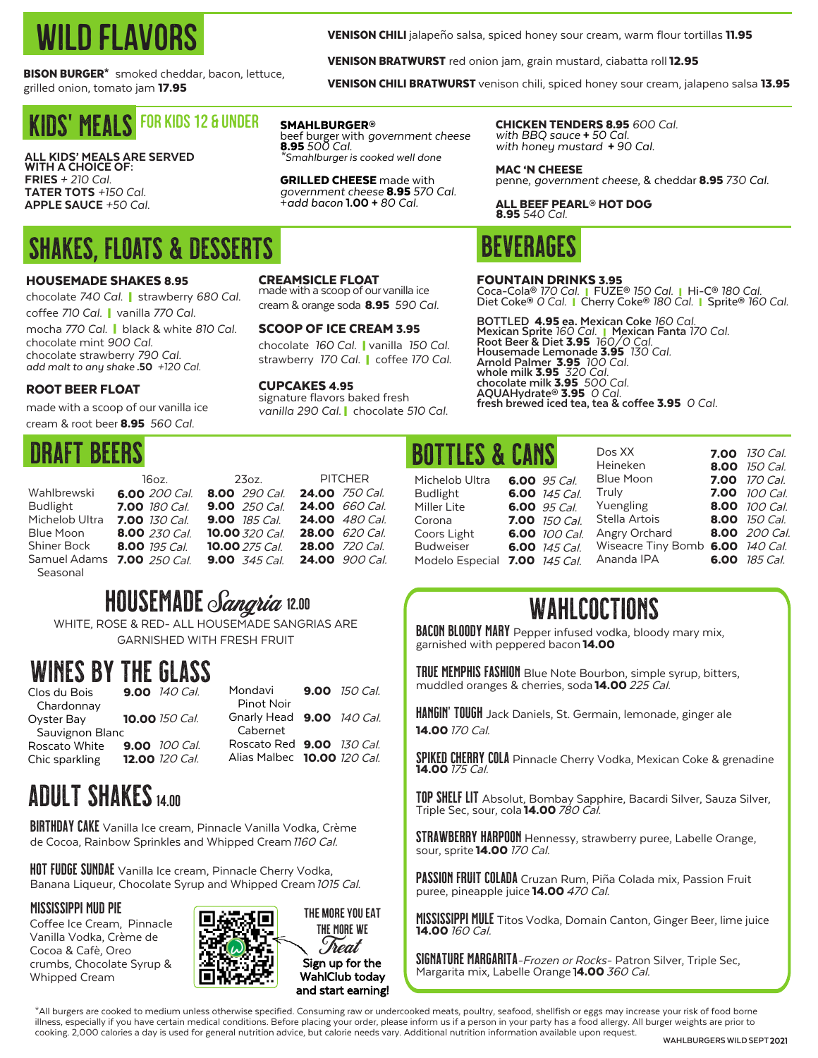# WILD FLAVORS

**BISON BURGER*** smoked cheddar, bacon, lettuce, grilled onion, tomato jam **17.95**

**VENISON CHILI** jalapeño salsa, spiced honey sour cream, warm flour tortillas **11.95**

**VENISON BRATWURST** red onion jam, grain mustard, ciabatta roll **12.95**

**VENISON CHILI BRATWURST** venison chili, spiced honey sour cream, jalapeno salsa **13.95**

# KIDS' MEALS FOR KIDS 12 & UNDER

**ALL KIDS' MEALS ARE SERVED WITH A CHOICE OF:**
**FRIES** *+ 210 Cal.*
**TATER TOTS** *+150 Cal.*
**APPLE SAUCE** *+50 Cal.*

**SMAHLBURGER®**
beef burger with *government cheese*
**8.95** *500 Cal.*
**Smahlburger is cooked well done*

**GRILLED CHEESE** made with *government cheese* **8.95** *570 Cal.*
*+add bacon* **1.00 +** *80 Cal.*

**CHICKEN TENDERS 8.95** *600 Cal.*
*with BBQ sauce* **+** *50 Cal.*
*with honey mustard* **+** *90 Cal.*

**MAC 'N CHEESE**
penne, *government cheese*, & cheddar **8.95** *730 Cal.*

**ALL BEEF PEARL® HOT DOG**
**8.95** *540 Cal.*

# SHAKES, FLOATS & DESSERTS

**HOUSEMADE SHAKES 8.95**
chocolate *740 Cal.* | strawberry *680 Cal.*
coffee *710 Cal.* | vanilla *770 Cal.*
mocha *770 Cal.* | black & white *810 Cal.*
chocolate mint *900 Cal.*
chocolate strawberry *790 Cal.*
*add malt to any shake* **.50** *+120 Cal.*

**ROOT BEER FLOAT**
made with a scoop of our vanilla ice cream & root beer **8.95** *560 Cal.*

**CREAMSICLE FLOAT**
made with a scoop of our vanilla ice cream & orange soda **8.95** *590 Cal.*

**SCOOP OF ICE CREAM 3.95**
chocolate *160 Cal.* | vanilla *150 Cal.*
strawberry *170 Cal.* | coffee *170 Cal.*

**CUPCAKES 4.95**
signature flavors baked fresh
*vanilla 290 Cal.* | *chocolate 510 Cal.*

# BEVERAGES

**FOUNTAIN DRINKS 3.95**
Coca-Cola® *170 Cal.* | FUZE® *150 Cal.* | Hi-C® *180 Cal.*
Diet Coke® *0 Cal.* | Cherry Coke® *180 Cal.* | Sprite® *160 Cal.*

**BOTTLED 4.95 ea.** **Mexican Coke** *160 Cal.*
**Mexican Sprite** *160 Cal.* | **Mexican Fanta** *170 Cal.*
**Root Beer & Diet 3.95** *160/0 Cal.*
**Housemade Lemonade 3.95** *130 Cal.*
**Arnold Palmer 3.95** *100 Cal.*
**whole milk 3.95** *320 Cal.*
**chocolate milk 3.95** *500 Cal.*
**AQUAHydrate® 3.95** *0 Cal.*
**fresh brewed iced tea, tea & coffee 3.95** *0 Cal.*

# DRAFT BEERS

| | 16oz. | 23oz. | PITCHER |
|---|---|---|---|
| Wahlbrewski | **6.00** *200 Cal.* | **8.00** *290 Cal.* | **24.00** *750 Cal.* |
| Budlight | **7.00** *180 Cal.* | **9.00** *250 Cal.* | **24.00** *660 Cal.* |
| Michelob Ultra | **7.00** *130 Cal.* | **9.00** *185 Cal.* | **24.00** *480 Cal.* |
| Blue Moon | **8.00** *230 Cal.* | **10.00** *320 Cal.* | **28.00** *620 Cal.* |
| Shiner Bock | **8.00** *195 Cal.* | **10.00** *275 Cal.* | **28.00** *720 Cal.* |
| Samuel Adams Seasonal | **7.00** *250 Cal.* | **9.00** *345 Cal.* | **24.00** *900 Cal.* |

# BOTTLES & CANS

| | | |
|---|---|---|
| Michelob Ultra | **6.00** | *95 Cal.* |
| Budlight | **6.00** | *145 Cal.* |
| Miller Lite | **6.00** | *95 Cal.* |
| Corona | **7.00** | *150 Cal.* |
| Coors Light | **6.00** | *100 Cal.* |
| Budweiser | **6.00** | *145 Cal.* |
| Modelo Especial | **7.00** | *145 Cal.* |
| Dos XX | **7.00** | *130 Cal.* |
| Heineken | **8.00** | *150 Cal.* |
| Blue Moon | **7.00** | *170 Cal.* |
| Truly | **7.00** | *100 Cal.* |
| Yuengling | **8.00** | *100 Cal.* |
| Stella Artois | **8.00** | *150 Cal.* |
| Angry Orchard | **8.00** | *200 Cal.* |
| Wiseacre Tiny Bomb | **6.00** | *140 Cal.* |
| Ananda IPA | **6.00** | *185 Cal.* |

# HOUSEMADE *Sangria* 12.00

WHITE, ROSE & RED- ALL HOUSEMADE SANGRIAS ARE GARNISHED WITH FRESH FRUIT

# WINES BY THE GLASS

| | | |
|---|---|---|
| Clos du Bois Chardonnay | **9.00** | *140 Cal.* |
| Oyster Bay Sauvignon Blanc | **10.00** | *150 Cal.* |
| Roscato White | **9.00** | *100 Cal.* |
| Chic sparkling | **12.00** | *120 Cal.* |
| Mondavi Pinot Noir | **9.00** | *150 Cal.* |
| Gnarly Head Cabernet | **9.00** | *140 Cal.* |
| Roscato Red | **9.00** | *130 Cal.* |
| Alias Malbec | **10.00** | *120 Cal.* |

# ADULT SHAKES 14.00

**BIRTHDAY CAKE** Vanilla Ice cream, Pinnacle Vanilla Vodka, Crème de Cocoa, Rainbow Sprinkles and Whipped Cream *1160 Cal.*

**HOT FUDGE SUNDAE** Vanilla Ice cream, Pinnacle Cherry Vodka, Banana Liqueur, Chocolate Syrup and Whipped Cream *1015 Cal.*

**MISSISSIPPI MUD PIE**
Coffee Ice Cream, Pinnacle Vanilla Vodka, Crème de Cocoa & Cafè, Oreo crumbs, Chocolate Syrup & Whipped Cream

THE MORE YOU EAT THE MORE WE *Treat*
**Sign up for the WahlClub today and start earning!**

# WAHLCOCTIONS

**BACON BLOODY MARY** Pepper infused vodka, bloody mary mix, garnished with peppered bacon **14.00**

**TRUE MEMPHIS FASHION** Blue Note Bourbon, simple syrup, bitters, muddled oranges & cherries, soda **14.00** *225 Cal.*

**HANGIN' TOUGH** Jack Daniels, St. Germain, lemonade, ginger ale **14.00** *170 Cal.*

**SPIKED CHERRY COLA** Pinnacle Cherry Vodka, Mexican Coke & grenadine **14.00** *175 Cal.*

**TOP SHELF LIT** Absolut, Bombay Sapphire, Bacardi Silver, Sauza Silver, Triple Sec, sour, cola **14.00** *780 Cal.*

**STRAWBERRY HARPOON** Hennessy, strawberry puree, Labelle Orange, sour, sprite **14.00** *170 Cal.*

**PASSION FRUIT COLADA** Cruzan Rum, Piña Colada mix, Passion Fruit puree, pineapple juice **14.00** *470 Cal.*

**MISSISSIPPI MULE** Titos Vodka, Domain Canton, Ginger Beer, lime juice **14.00** *160 Cal.*

**SIGNATURE MARGARITA** *-Frozen or Rocks-* Patron Silver, Triple Sec, Margarita mix, Labelle Orange **14.00** *360 Cal.*

*All burgers are cooked to medium unless otherwise specified. Consuming raw or undercooked meats, poultry, seafood, shellfish or eggs may increase your risk of food borne illness, especially if you have certain medical conditions. Before placing your order, please inform us if a person in your party has a food allergy. All burger weights are prior to cooking. 2,000 calories a day is used for general nutrition advice, but calorie needs vary. Additional nutrition information available upon request.

WAHLBURGERS WILD SEPT 2021